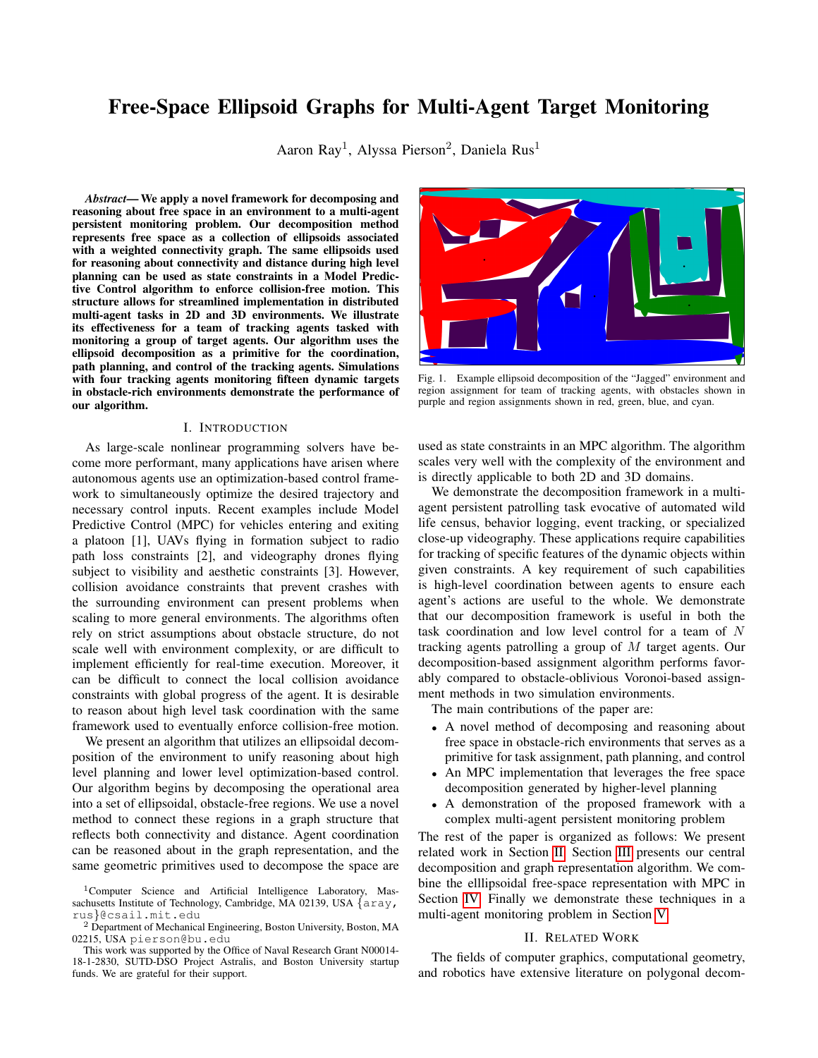# Free-Space Ellipsoid Graphs for Multi-Agent Target Monitoring

Aaron Ray[1], Alyssa Pierson[2], Daniela Rus[1]

***Abstract*— We apply a novel framework for decomposing and reasoning about free space in an environment to a multi-agent persistent monitoring problem. Our decomposition method represents free space as a collection of ellipsoids associated with a weighted connectivity graph. The same ellipsoids used for reasoning about connectivity and distance during high level planning can be used as state constraints in a Model Predictive Control algorithm to enforce collision-free motion. This structure allows for streamlined implementation in distributed multi-agent tasks in 2D and 3D environments. We illustrate its effectiveness for a team of tracking agents tasked with monitoring a group of target agents. Our algorithm uses the ellipsoid decomposition as a primitive for the coordination, path planning, and control of the tracking agents. Simulations with four tracking agents monitoring fifteen dynamic targets in obstacle-rich environments demonstrate the performance of our algorithm.**

## I. INTRODUCTION

As large-scale nonlinear programming solvers have become more performant, many applications have arisen where autonomous agents use an optimization-based control framework to simultaneously optimize the desired trajectory and necessary control inputs. Recent examples include Model Predictive Control (MPC) for vehicles entering and exiting a platoon [1], UAVs flying in formation subject to radio path loss constraints [2], and videography drones flying subject to visibility and aesthetic constraints [3]. However, collision avoidance constraints that prevent crashes with the surrounding environment can present problems when scaling to more general environments. The algorithms often rely on strict assumptions about obstacle structure, do not scale well with environment complexity, or are difficult to implement efficiently for real-time execution. Moreover, it can be difficult to connect the local collision avoidance constraints with global progress of the agent. It is desirable to reason about high level task coordination with the same framework used to eventually enforce collision-free motion.

We present an algorithm that utilizes an ellipsoidal decomposition of the environment to unify reasoning about high level planning and lower level optimization-based control. Our algorithm begins by decomposing the operational area into a set of ellipsoidal, obstacle-free regions. We use a novel method to connect these regions in a graph structure that reflects both connectivity and distance. Agent coordination can be reasoned about in the graph representation, and the same geometric primitives used to decompose the space are used as state constraints in an MPC algorithm. The algorithm scales very well with the complexity of the environment and is directly applicable to both 2D and 3D domains.

Fig. 1. Example ellipsoid decomposition of the "Jagged" environment and region assignment for team of tracking agents, with obstacles shown in purple and region assignments shown in red, green, blue, and cyan.

We demonstrate the decomposition framework in a multi-agent persistent patrolling task evocative of automated wild life census, behavior logging, event tracking, or specialized close-up videography. These applications require capabilities for tracking of specific features of the dynamic objects within given constraints. A key requirement of such capabilities is high-level coordination between agents to ensure each agent's actions are useful to the whole. We demonstrate that our decomposition framework is useful in both the task coordination and low level control for a team of $N$ tracking agents patrolling a group of $M$ target agents. Our decomposition-based assignment algorithm performs favorably compared to obstacle-oblivious Voronoi-based assignment methods in two simulation environments.

The main contributions of the paper are:

- A novel method of decomposing and reasoning about free space in obstacle-rich environments that serves as a primitive for task assignment, path planning, and control
- An MPC implementation that leverages the free space decomposition generated by higher-level planning
- A demonstration of the proposed framework with a complex multi-agent persistent monitoring problem

The rest of the paper is organized as follows: We present related work in Section II. Section III presents our central decomposition and graph representation algorithm. We combine the elllipsoidal free-space representation with MPC in Section IV. Finally we demonstrate these techniques in a multi-agent monitoring problem in Section V.

## II. RELATED WORK

The fields of computer graphics, computational geometry, and robotics have extensive literature on polygonal decom-

---

[1]Computer Science and Artificial Intelligence Laboratory, Massachusetts Institute of Technology, Cambridge, MA 02139, USA {aray, rus}@csail.mit.edu

[2] Department of Mechanical Engineering, Boston University, Boston, MA 02215, USA pierson@bu.edu

This work was supported by the Office of Naval Research Grant N00014-18-1-2830, SUTD-DSO Project Astralis, and Boston University startup funds. We are grateful for their support.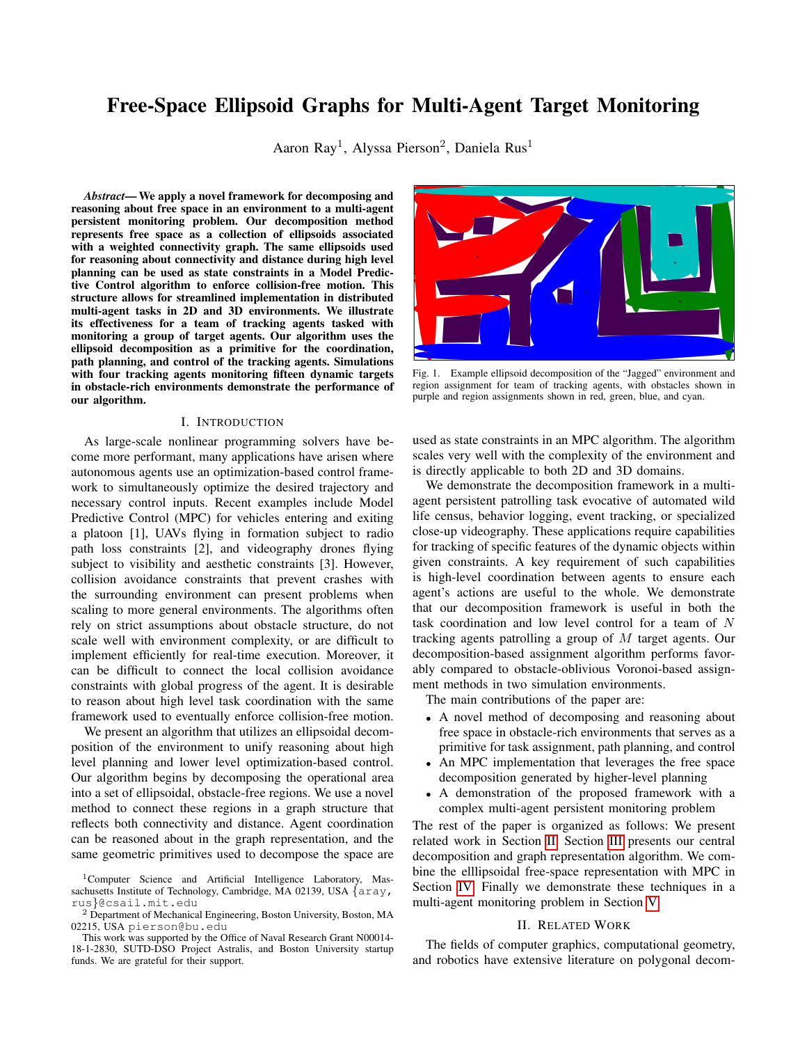# Free-Space Ellipsoid Graphs for Multi-Agent Target Monitoring

Aaron Ray[1], Alyssa Pierson[2], Daniela Rus[1]

***Abstract*— We apply a novel framework for decomposing and reasoning about free space in an environment to a multi-agent persistent monitoring problem. Our decomposition method represents free space as a collection of ellipsoids associated with a weighted connectivity graph. The same ellipsoids used for reasoning about connectivity and distance during high level planning can be used as state constraints in a Model Predictive Control algorithm to enforce collision-free motion. This structure allows for streamlined implementation in distributed multi-agent tasks in 2D and 3D environments. We illustrate its effectiveness for a team of tracking agents tasked with monitoring a group of target agents. Our algorithm uses the ellipsoid decomposition as a primitive for the coordination, path planning, and control of the tracking agents. Simulations with four tracking agents monitoring fifteen dynamic targets in obstacle-rich environments demonstrate the performance of our algorithm.**

## I. Introduction

As large-scale nonlinear programming solvers have become more performant, many applications have arisen where autonomous agents use an optimization-based control framework to simultaneously optimize the desired trajectory and necessary control inputs. Recent examples include Model Predictive Control (MPC) for vehicles entering and exiting a platoon [1], UAVs flying in formation subject to radio path loss constraints [2], and videography drones flying subject to visibility and aesthetic constraints [3]. However, collision avoidance constraints that prevent crashes with the surrounding environment can present problems when scaling to more general environments. The algorithms often rely on strict assumptions about obstacle structure, do not scale well with environment complexity, or are difficult to implement efficiently for real-time execution. Moreover, it can be difficult to connect the local collision avoidance constraints with global progress of the agent. It is desirable to reason about high level task coordination with the same framework used to eventually enforce collision-free motion.

We present an algorithm that utilizes an ellipsoidal decomposition of the environment to unify reasoning about high level planning and lower level optimization-based control. Our algorithm begins by decomposing the operational area into a set of ellipsoidal, obstacle-free regions. We use a novel method to connect these regions in a graph structure that reflects both connectivity and distance. Agent coordination can be reasoned about in the graph representation, and the same geometric primitives used to decompose the space are used as state constraints in an MPC algorithm. The algorithm scales very well with the complexity of the environment and is directly applicable to both 2D and 3D domains.

We demonstrate the decomposition framework in a multi-agent persistent patrolling task evocative of automated wild life census, behavior logging, event tracking, or specialized close-up videography. These applications require capabilities for tracking of specific features of the dynamic objects within given constraints. A key requirement of such capabilities is high-level coordination between agents to ensure each agent's actions are useful to the whole. We demonstrate that our decomposition framework is useful in both the task coordination and low level control for a team of $N$ tracking agents patrolling a group of $M$ target agents. Our decomposition-based assignment algorithm performs favorably compared to obstacle-oblivious Voronoi-based assignment methods in two simulation environments.

The main contributions of the paper are:

- A novel method of decomposing and reasoning about free space in obstacle-rich environments that serves as a primitive for task assignment, path planning, and control
- An MPC implementation that leverages the free space decomposition generated by higher-level planning
- A demonstration of the proposed framework with a complex multi-agent persistent monitoring problem

The rest of the paper is organized as follows: We present related work in Section II. Section III presents our central decomposition and graph representation algorithm. We combine the elllipsoidal free-space representation with MPC in Section IV. Finally we demonstrate these techniques in a multi-agent monitoring problem in Section V.

Fig. 1. Example ellipsoid decomposition of the "Jagged" environment and region assignment for team of tracking agents, with obstacles shown in purple and region assignments shown in red, green, blue, and cyan.

## II. Related Work

The fields of computer graphics, computational geometry, and robotics have extensive literature on polygonal decom-

[1]Computer Science and Artificial Intelligence Laboratory, Massachusetts Institute of Technology, Cambridge, MA 02139, USA {aray, rus}@csail.mit.edu

[2] Department of Mechanical Engineering, Boston University, Boston, MA 02215, USA pierson@bu.edu

This work was supported by the Office of Naval Research Grant N00014-18-1-2830, SUTD-DSO Project Astralis, and Boston University startup funds. We are grateful for their support.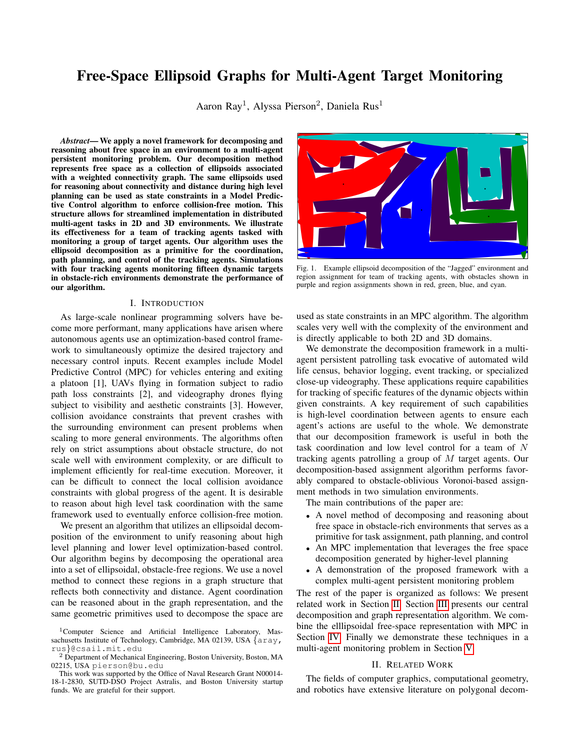# Free-Space Ellipsoid Graphs for Multi-Agent Target Monitoring

Aaron Ray[1], Alyssa Pierson[2], Daniela Rus[1]

***Abstract*— We apply a novel framework for decomposing and reasoning about free space in an environment to a multi-agent persistent monitoring problem. Our decomposition method represents free space as a collection of ellipsoids associated with a weighted connectivity graph. The same ellipsoids used for reasoning about connectivity and distance during high level planning can be used as state constraints in a Model Predictive Control algorithm to enforce collision-free motion. This structure allows for streamlined implementation in distributed multi-agent tasks in 2D and 3D environments. We illustrate its effectiveness for a team of tracking agents tasked with monitoring a group of target agents. Our algorithm uses the ellipsoid decomposition as a primitive for the coordination, path planning, and control of the tracking agents. Simulations with four tracking agents monitoring fifteen dynamic targets in obstacle-rich environments demonstrate the performance of our algorithm.**

## I. Introduction

As large-scale nonlinear programming solvers have become more performant, many applications have arisen where autonomous agents use an optimization-based control framework to simultaneously optimize the desired trajectory and necessary control inputs. Recent examples include Model Predictive Control (MPC) for vehicles entering and exiting a platoon [1], UAVs flying in formation subject to radio path loss constraints [2], and videography drones flying subject to visibility and aesthetic constraints [3]. However, collision avoidance constraints that prevent crashes with the surrounding environment can present problems when scaling to more general environments. The algorithms often rely on strict assumptions about obstacle structure, do not scale well with environment complexity, or are difficult to implement efficiently for real-time execution. Moreover, it can be difficult to connect the local collision avoidance constraints with global progress of the agent. It is desirable to reason about high level task coordination with the same framework used to eventually enforce collision-free motion.

We present an algorithm that utilizes an ellipsoidal decomposition of the environment to unify reasoning about high level planning and lower level optimization-based control. Our algorithm begins by decomposing the operational area into a set of ellipsoidal, obstacle-free regions. We use a novel method to connect these regions in a graph structure that reflects both connectivity and distance. Agent coordination can be reasoned about in the graph representation, and the same geometric primitives used to decompose the space are used as state constraints in an MPC algorithm. The algorithm scales very well with the complexity of the environment and is directly applicable to both 2D and 3D domains.

We demonstrate the decomposition framework in a multi-agent persistent patrolling task evocative of automated wild life census, behavior logging, event tracking, or specialized close-up videography. These applications require capabilities for tracking of specific features of the dynamic objects within given constraints. A key requirement of such capabilities is high-level coordination between agents to ensure each agent's actions are useful to the whole. We demonstrate that our decomposition framework is useful in both the task coordination and low level control for a team of $N$ tracking agents patrolling a group of $M$ target agents. Our decomposition-based assignment algorithm performs favorably compared to obstacle-oblivious Voronoi-based assignment methods in two simulation environments.

The main contributions of the paper are:

- A novel method of decomposing and reasoning about free space in obstacle-rich environments that serves as a primitive for task assignment, path planning, and control
- An MPC implementation that leverages the free space decomposition generated by higher-level planning
- A demonstration of the proposed framework with a complex multi-agent persistent monitoring problem

The rest of the paper is organized as follows: We present related work in Section II. Section III presents our central decomposition and graph representation algorithm. We combine the elllipsoidal free-space representation with MPC in Section IV. Finally we demonstrate these techniques in a multi-agent monitoring problem in Section V.

Fig. 1. Example ellipsoid decomposition of the "Jagged" environment and region assignment for team of tracking agents, with obstacles shown in purple and region assignments shown in red, green, blue, and cyan.

## II. Related Work

The fields of computer graphics, computational geometry, and robotics have extensive literature on polygonal decom-

[1]Computer Science and Artificial Intelligence Laboratory, Massachusetts Institute of Technology, Cambridge, MA 02139, USA {aray, rus}@csail.mit.edu

[2] Department of Mechanical Engineering, Boston University, Boston, MA 02215, USA pierson@bu.edu

This work was supported by the Office of Naval Research Grant N00014-18-1-2830, SUTD-DSO Project Astralis, and Boston University startup funds. We are grateful for their support.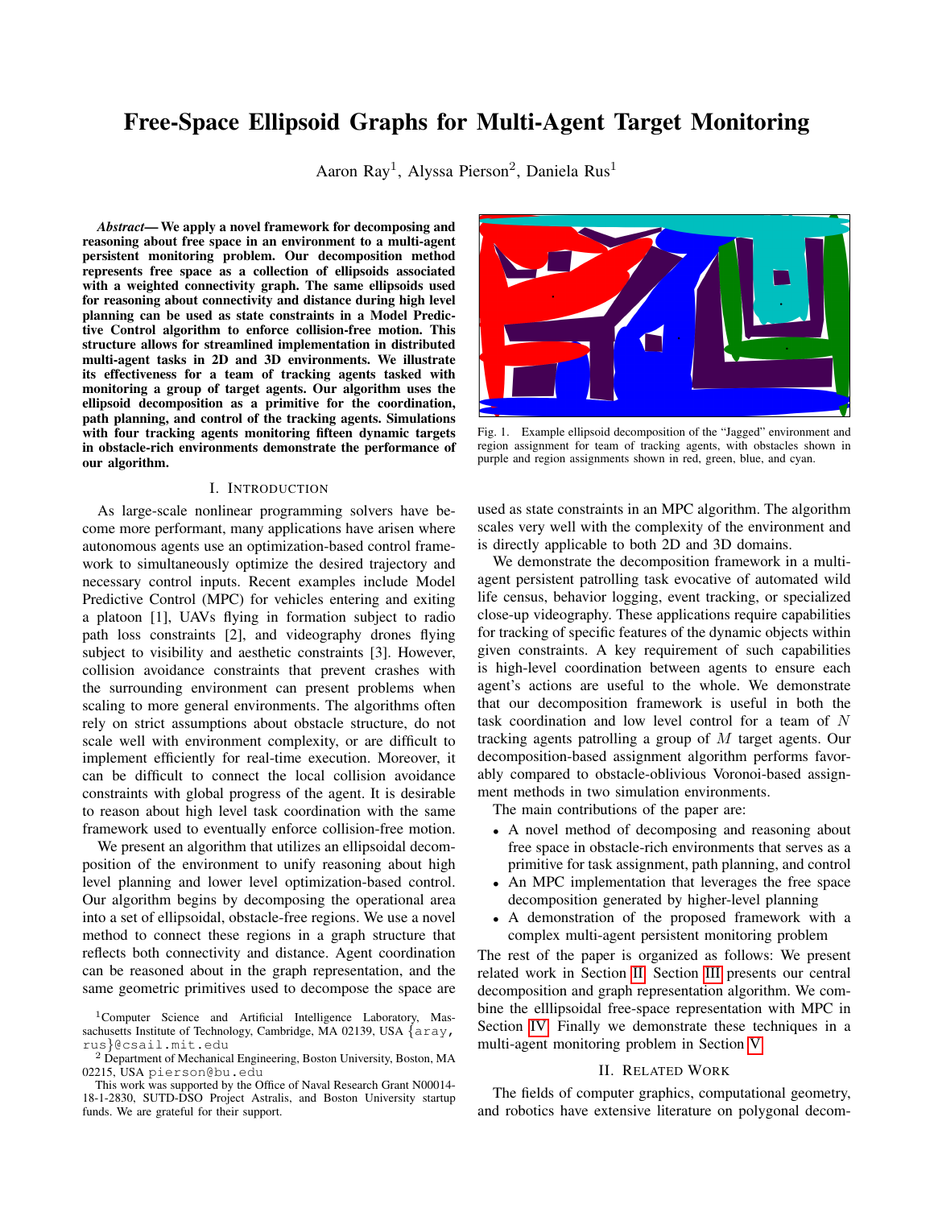# Free-Space Ellipsoid Graphs for Multi-Agent Target Monitoring

Aaron Ray[1], Alyssa Pierson[2], Daniela Rus[1]

***Abstract*— We apply a novel framework for decomposing and reasoning about free space in an environment to a multi-agent persistent monitoring problem. Our decomposition method represents free space as a collection of ellipsoids associated with a weighted connectivity graph. The same ellipsoids used for reasoning about connectivity and distance during high level planning can be used as state constraints in a Model Predictive Control algorithm to enforce collision-free motion. This structure allows for streamlined implementation in distributed multi-agent tasks in 2D and 3D environments. We illustrate its effectiveness for a team of tracking agents tasked with monitoring a group of target agents. Our algorithm uses the ellipsoid decomposition as a primitive for the coordination, path planning, and control of the tracking agents. Simulations with four tracking agents monitoring fifteen dynamic targets in obstacle-rich environments demonstrate the performance of our algorithm.**

## I. Introduction

As large-scale nonlinear programming solvers have become more performant, many applications have arisen where autonomous agents use an optimization-based control framework to simultaneously optimize the desired trajectory and necessary control inputs. Recent examples include Model Predictive Control (MPC) for vehicles entering and exiting a platoon [1], UAVs flying in formation subject to radio path loss constraints [2], and videography drones flying subject to visibility and aesthetic constraints [3]. However, collision avoidance constraints that prevent crashes with the surrounding environment can present problems when scaling to more general environments. The algorithms often rely on strict assumptions about obstacle structure, do not scale well with environment complexity, or are difficult to implement efficiently for real-time execution. Moreover, it can be difficult to connect the local collision avoidance constraints with global progress of the agent. It is desirable to reason about high level task coordination with the same framework used to eventually enforce collision-free motion.

We present an algorithm that utilizes an ellipsoidal decomposition of the environment to unify reasoning about high level planning and lower level optimization-based control. Our algorithm begins by decomposing the operational area into a set of ellipsoidal, obstacle-free regions. We use a novel method to connect these regions in a graph structure that reflects both connectivity and distance. Agent coordination can be reasoned about in the graph representation, and the same geometric primitives used to decompose the space are used as state constraints in an MPC algorithm. The algorithm scales very well with the complexity of the environment and is directly applicable to both 2D and 3D domains.

We demonstrate the decomposition framework in a multi-agent persistent patrolling task evocative of automated wild life census, behavior logging, event tracking, or specialized close-up videography. These applications require capabilities for tracking of specific features of the dynamic objects within given constraints. A key requirement of such capabilities is high-level coordination between agents to ensure each agent's actions are useful to the whole. We demonstrate that our decomposition framework is useful in both the task coordination and low level control for a team of $N$ tracking agents patrolling a group of $M$ target agents. Our decomposition-based assignment algorithm performs favorably compared to obstacle-oblivious Voronoi-based assignment methods in two simulation environments.

The main contributions of the paper are:

- A novel method of decomposing and reasoning about free space in obstacle-rich environments that serves as a primitive for task assignment, path planning, and control
- An MPC implementation that leverages the free space decomposition generated by higher-level planning
- A demonstration of the proposed framework with a complex multi-agent persistent monitoring problem

The rest of the paper is organized as follows: We present related work in Section II. Section III presents our central decomposition and graph representation algorithm. We combine the elllipsoidal free-space representation with MPC in Section IV. Finally we demonstrate these techniques in a multi-agent monitoring problem in Section V.

Fig. 1. Example ellipsoid decomposition of the "Jagged" environment and region assignment for team of tracking agents, with obstacles shown in purple and region assignments shown in red, green, blue, and cyan.

## II. Related Work

The fields of computer graphics, computational geometry, and robotics have extensive literature on polygonal decom-

---

[1]Computer Science and Artificial Intelligence Laboratory, Massachusetts Institute of Technology, Cambridge, MA 02139, USA {aray, rus}@csail.mit.edu

[2] Department of Mechanical Engineering, Boston University, Boston, MA 02215, USA pierson@bu.edu

This work was supported by the Office of Naval Research Grant N00014-18-1-2830, SUTD-DSO Project Astralis, and Boston University startup funds. We are grateful for their support.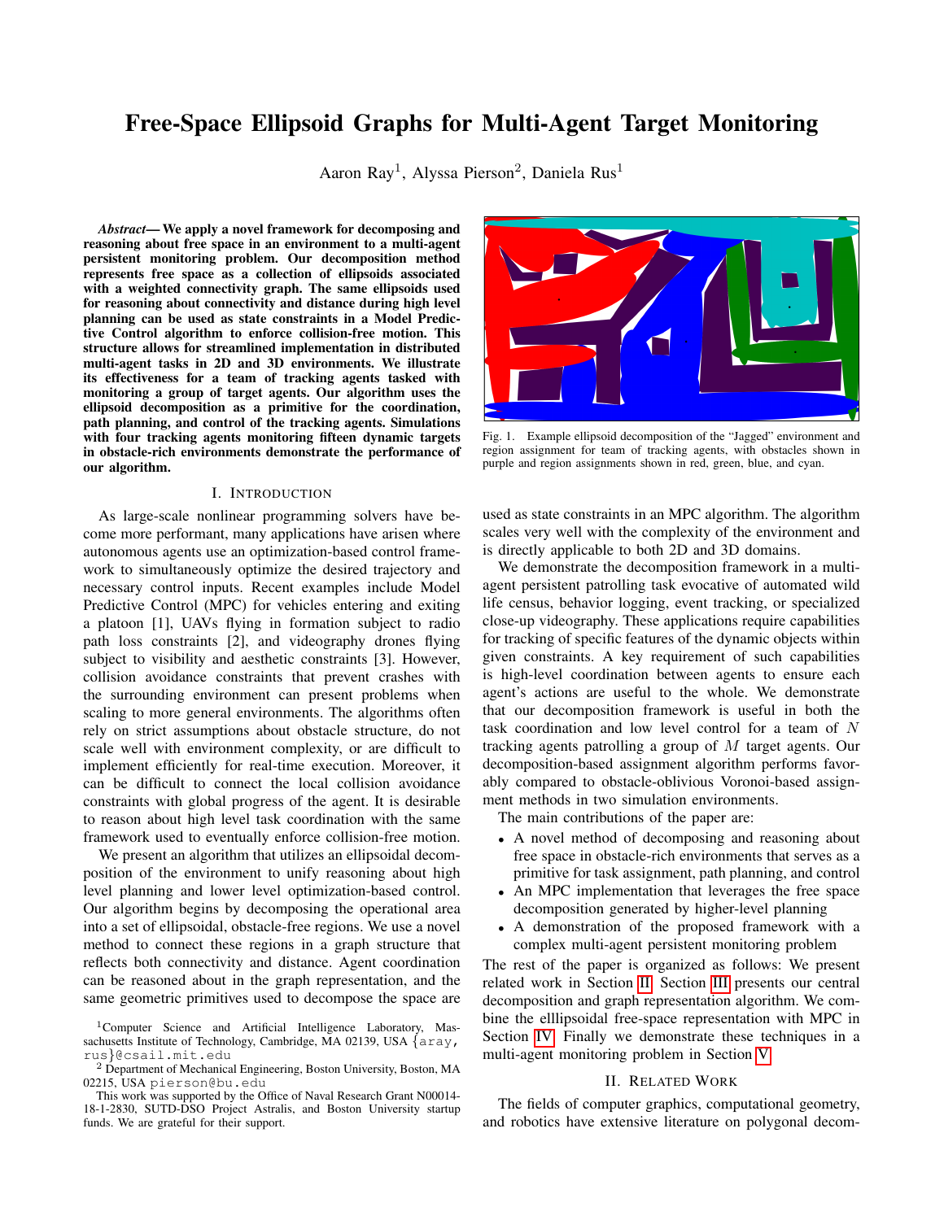# Free-Space Ellipsoid Graphs for Multi-Agent Target Monitoring

Aaron Ray[1], Alyssa Pierson[2], Daniela Rus[1]

***Abstract*— We apply a novel framework for decomposing and reasoning about free space in an environment to a multi-agent persistent monitoring problem. Our decomposition method represents free space as a collection of ellipsoids associated with a weighted connectivity graph. The same ellipsoids used for reasoning about connectivity and distance during high level planning can be used as state constraints in a Model Predictive Control algorithm to enforce collision-free motion. This structure allows for streamlined implementation in distributed multi-agent tasks in 2D and 3D environments. We illustrate its effectiveness for a team of tracking agents tasked with monitoring a group of target agents. Our algorithm uses the ellipsoid decomposition as a primitive for the coordination, path planning, and control of the tracking agents. Simulations with four tracking agents monitoring fifteen dynamic targets in obstacle-rich environments demonstrate the performance of our algorithm.**

Fig. 1. Example ellipsoid decomposition of the "Jagged" environment and region assignment for team of tracking agents, with obstacles shown in purple and region assignments shown in red, green, blue, and cyan.

## I. INTRODUCTION

As large-scale nonlinear programming solvers have become more performant, many applications have arisen where autonomous agents use an optimization-based control framework to simultaneously optimize the desired trajectory and necessary control inputs. Recent examples include Model Predictive Control (MPC) for vehicles entering and exiting a platoon [1], UAVs flying in formation subject to radio path loss constraints [2], and videography drones flying subject to visibility and aesthetic constraints [3]. However, collision avoidance constraints that prevent crashes with the surrounding environment can present problems when scaling to more general environments. The algorithms often rely on strict assumptions about obstacle structure, do not scale well with environment complexity, or are difficult to implement efficiently for real-time execution. Moreover, it can be difficult to connect the local collision avoidance constraints with global progress of the agent. It is desirable to reason about high level task coordination with the same framework used to eventually enforce collision-free motion.

We present an algorithm that utilizes an ellipsoidal decomposition of the environment to unify reasoning about high level planning and lower level optimization-based control. Our algorithm begins by decomposing the operational area into a set of ellipsoidal, obstacle-free regions. We use a novel method to connect these regions in a graph structure that reflects both connectivity and distance. Agent coordination can be reasoned about in the graph representation, and the same geometric primitives used to decompose the space are used as state constraints in an MPC algorithm. The algorithm scales very well with the complexity of the environment and is directly applicable to both 2D and 3D domains.

We demonstrate the decomposition framework in a multi-agent persistent patrolling task evocative of automated wild life census, behavior logging, event tracking, or specialized close-up videography. These applications require capabilities for tracking of specific features of the dynamic objects within given constraints. A key requirement of such capabilities is high-level coordination between agents to ensure each agent's actions are useful to the whole. We demonstrate that our decomposition framework is useful in both the task coordination and low level control for a team of $N$ tracking agents patrolling a group of $M$ target agents. Our decomposition-based assignment algorithm performs favorably compared to obstacle-oblivious Voronoi-based assignment methods in two simulation environments.

The main contributions of the paper are:

- A novel method of decomposing and reasoning about free space in obstacle-rich environments that serves as a primitive for task assignment, path planning, and control
- An MPC implementation that leverages the free space decomposition generated by higher-level planning
- A demonstration of the proposed framework with a complex multi-agent persistent monitoring problem

The rest of the paper is organized as follows: We present related work in Section II. Section III presents our central decomposition and graph representation algorithm. We combine the elllipsoidal free-space representation with MPC in Section IV. Finally we demonstrate these techniques in a multi-agent monitoring problem in Section V.

## II. RELATED WORK

The fields of computer graphics, computational geometry, and robotics have extensive literature on polygonal decom-

[1]Computer Science and Artificial Intelligence Laboratory, Massachusetts Institute of Technology, Cambridge, MA 02139, USA {aray, rus}@csail.mit.edu

[2] Department of Mechanical Engineering, Boston University, Boston, MA 02215, USA pierson@bu.edu

This work was supported by the Office of Naval Research Grant N00014-18-1-2830, SUTD-DSO Project Astralis, and Boston University startup funds. We are grateful for their support.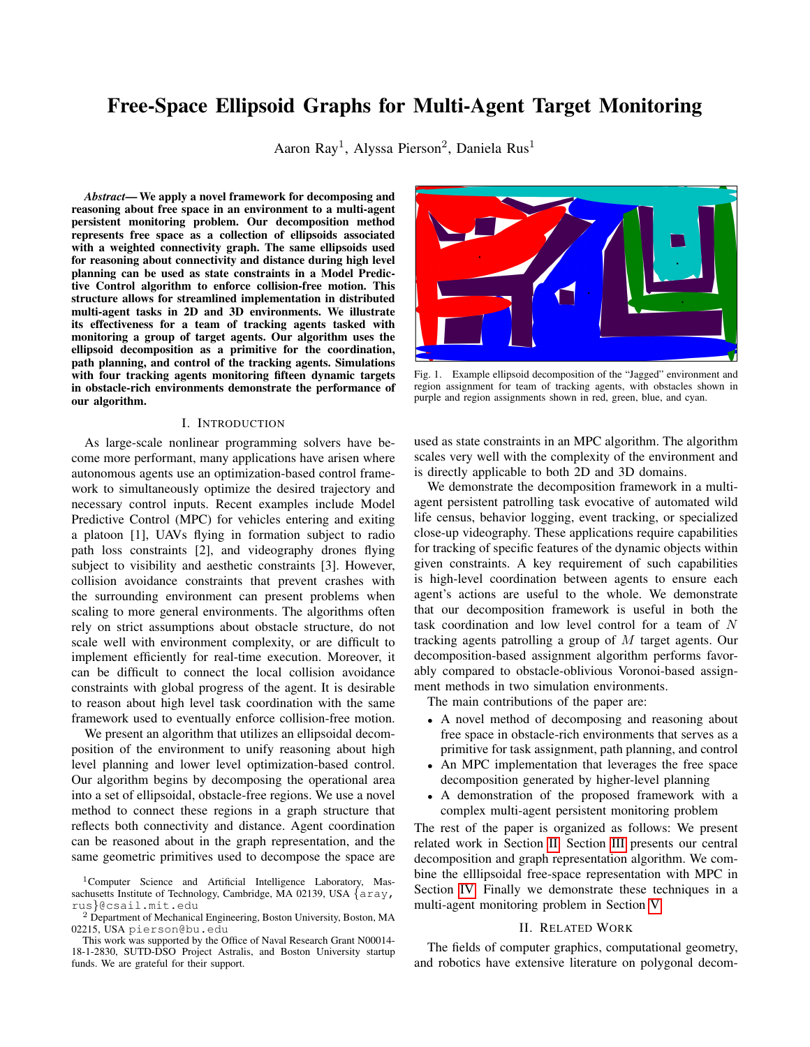# Free-Space Ellipsoid Graphs for Multi-Agent Target Monitoring

Aaron Ray[1], Alyssa Pierson[2], Daniela Rus[1]

***Abstract*— We apply a novel framework for decomposing and reasoning about free space in an environment to a multi-agent persistent monitoring problem. Our decomposition method represents free space as a collection of ellipsoids associated with a weighted connectivity graph. The same ellipsoids used for reasoning about connectivity and distance during high level planning can be used as state constraints in a Model Predictive Control algorithm to enforce collision-free motion. This structure allows for streamlined implementation in distributed multi-agent tasks in 2D and 3D environments. We illustrate its effectiveness for a team of tracking agents tasked with monitoring a group of target agents. Our algorithm uses the ellipsoid decomposition as a primitive for the coordination, path planning, and control of the tracking agents. Simulations with four tracking agents monitoring fifteen dynamic targets in obstacle-rich environments demonstrate the performance of our algorithm.**

## I. Introduction

As large-scale nonlinear programming solvers have become more performant, many applications have arisen where autonomous agents use an optimization-based control framework to simultaneously optimize the desired trajectory and necessary control inputs. Recent examples include Model Predictive Control (MPC) for vehicles entering and exiting a platoon [1], UAVs flying in formation subject to radio path loss constraints [2], and videography drones flying subject to visibility and aesthetic constraints [3]. However, collision avoidance constraints that prevent crashes with the surrounding environment can present problems when scaling to more general environments. The algorithms often rely on strict assumptions about obstacle structure, do not scale well with environment complexity, or are difficult to implement efficiently for real-time execution. Moreover, it can be difficult to connect the local collision avoidance constraints with global progress of the agent. It is desirable to reason about high level task coordination with the same framework used to eventually enforce collision-free motion.

We present an algorithm that utilizes an ellipsoidal decomposition of the environment to unify reasoning about high level planning and lower level optimization-based control. Our algorithm begins by decomposing the operational area into a set of ellipsoidal, obstacle-free regions. We use a novel method to connect these regions in a graph structure that reflects both connectivity and distance. Agent coordination can be reasoned about in the graph representation, and the same geometric primitives used to decompose the space are used as state constraints in an MPC algorithm. The algorithm scales very well with the complexity of the environment and is directly applicable to both 2D and 3D domains.

We demonstrate the decomposition framework in a multi-agent persistent patrolling task evocative of automated wild life census, behavior logging, event tracking, or specialized close-up videography. These applications require capabilities for tracking of specific features of the dynamic objects within given constraints. A key requirement of such capabilities is high-level coordination between agents to ensure each agent's actions are useful to the whole. We demonstrate that our decomposition framework is useful in both the task coordination and low level control for a team of $N$ tracking agents patrolling a group of $M$ target agents. Our decomposition-based assignment algorithm performs favorably compared to obstacle-oblivious Voronoi-based assignment methods in two simulation environments.

The main contributions of the paper are:

- A novel method of decomposing and reasoning about free space in obstacle-rich environments that serves as a primitive for task assignment, path planning, and control
- An MPC implementation that leverages the free space decomposition generated by higher-level planning
- A demonstration of the proposed framework with a complex multi-agent persistent monitoring problem

The rest of the paper is organized as follows: We present related work in Section II. Section III presents our central decomposition and graph representation algorithm. We combine the elllipsoidal free-space representation with MPC in Section IV. Finally we demonstrate these techniques in a multi-agent monitoring problem in Section V.

Fig. 1. Example ellipsoid decomposition of the "Jagged" environment and region assignment for team of tracking agents, with obstacles shown in purple and region assignments shown in red, green, blue, and cyan.

## II. Related Work

The fields of computer graphics, computational geometry, and robotics have extensive literature on polygonal decom-

[1]Computer Science and Artificial Intelligence Laboratory, Massachusetts Institute of Technology, Cambridge, MA 02139, USA {aray, rus}@csail.mit.edu

[2] Department of Mechanical Engineering, Boston University, Boston, MA 02215, USA pierson@bu.edu

This work was supported by the Office of Naval Research Grant N00014-18-1-2830, SUTD-DSO Project Astralis, and Boston University startup funds. We are grateful for their support.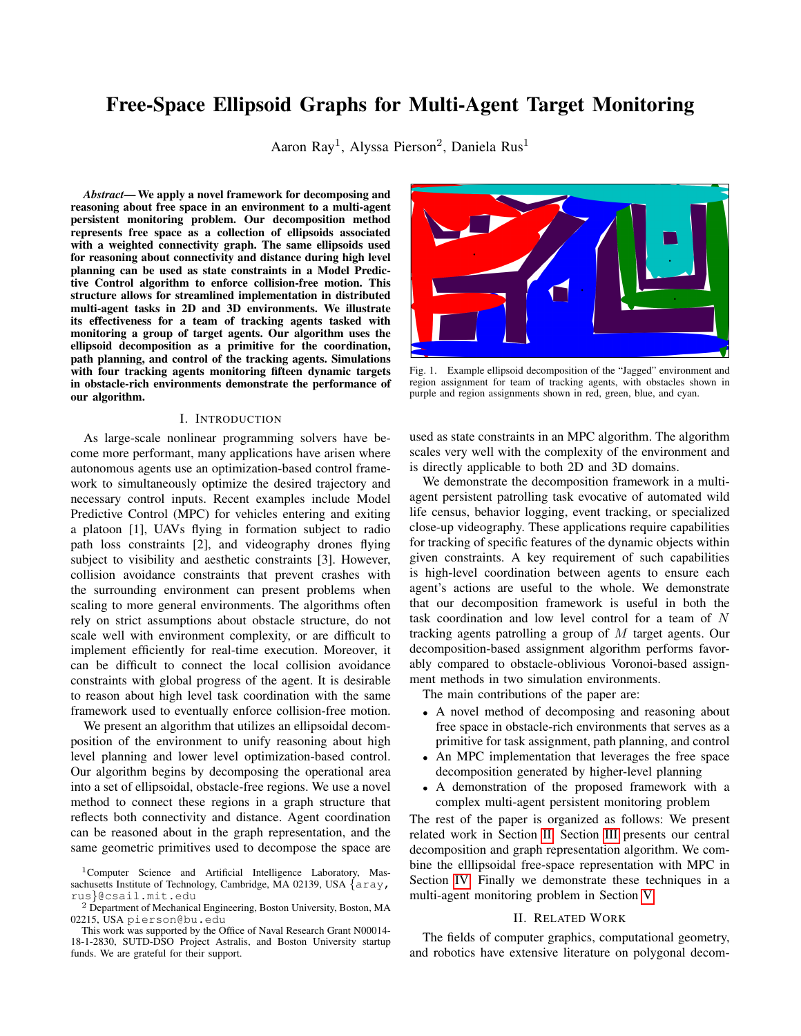# Free-Space Ellipsoid Graphs for Multi-Agent Target Monitoring

Aaron Ray[1], Alyssa Pierson[2], Daniela Rus[1]

***Abstract*— We apply a novel framework for decomposing and reasoning about free space in an environment to a multi-agent persistent monitoring problem. Our decomposition method represents free space as a collection of ellipsoids associated with a weighted connectivity graph. The same ellipsoids used for reasoning about connectivity and distance during high level planning can be used as state constraints in a Model Predictive Control algorithm to enforce collision-free motion. This structure allows for streamlined implementation in distributed multi-agent tasks in 2D and 3D environments. We illustrate its effectiveness for a team of tracking agents tasked with monitoring a group of target agents. Our algorithm uses the ellipsoid decomposition as a primitive for the coordination, path planning, and control of the tracking agents. Simulations with four tracking agents monitoring fifteen dynamic targets in obstacle-rich environments demonstrate the performance of our algorithm.**

## I. Introduction

As large-scale nonlinear programming solvers have become more performant, many applications have arisen where autonomous agents use an optimization-based control framework to simultaneously optimize the desired trajectory and necessary control inputs. Recent examples include Model Predictive Control (MPC) for vehicles entering and exiting a platoon [1], UAVs flying in formation subject to radio path loss constraints [2], and videography drones flying subject to visibility and aesthetic constraints [3]. However, collision avoidance constraints that prevent crashes with the surrounding environment can present problems when scaling to more general environments. The algorithms often rely on strict assumptions about obstacle structure, do not scale well with environment complexity, or are difficult to implement efficiently for real-time execution. Moreover, it can be difficult to connect the local collision avoidance constraints with global progress of the agent. It is desirable to reason about high level task coordination with the same framework used to eventually enforce collision-free motion.

We present an algorithm that utilizes an ellipsoidal decomposition of the environment to unify reasoning about high level planning and lower level optimization-based control. Our algorithm begins by decomposing the operational area into a set of ellipsoidal, obstacle-free regions. We use a novel method to connect these regions in a graph structure that reflects both connectivity and distance. Agent coordination can be reasoned about in the graph representation, and the same geometric primitives used to decompose the space are used as state constraints in an MPC algorithm. The algorithm scales very well with the complexity of the environment and is directly applicable to both 2D and 3D domains.

Fig. 1. Example ellipsoid decomposition of the "Jagged" environment and region assignment for team of tracking agents, with obstacles shown in purple and region assignments shown in red, green, blue, and cyan.

We demonstrate the decomposition framework in a multi-agent persistent patrolling task evocative of automated wild life census, behavior logging, event tracking, or specialized close-up videography. These applications require capabilities for tracking of specific features of the dynamic objects within given constraints. A key requirement of such capabilities is high-level coordination between agents to ensure each agent's actions are useful to the whole. We demonstrate that our decomposition framework is useful in both the task coordination and low level control for a team of $N$ tracking agents patrolling a group of $M$ target agents. Our decomposition-based assignment algorithm performs favorably compared to obstacle-oblivious Voronoi-based assignment methods in two simulation environments.

The main contributions of the paper are:

- A novel method of decomposing and reasoning about free space in obstacle-rich environments that serves as a primitive for task assignment, path planning, and control
- An MPC implementation that leverages the free space decomposition generated by higher-level planning
- A demonstration of the proposed framework with a complex multi-agent persistent monitoring problem

The rest of the paper is organized as follows: We present related work in Section II. Section III presents our central decomposition and graph representation algorithm. We combine the elllipsoidal free-space representation with MPC in Section IV. Finally we demonstrate these techniques in a multi-agent monitoring problem in Section V.

## II. Related Work

The fields of computer graphics, computational geometry, and robotics have extensive literature on polygonal decom-

[1]Computer Science and Artificial Intelligence Laboratory, Massachusetts Institute of Technology, Cambridge, MA 02139, USA {aray, rus}@csail.mit.edu

[2] Department of Mechanical Engineering, Boston University, Boston, MA 02215, USA pierson@bu.edu

This work was supported by the Office of Naval Research Grant N00014-18-1-2830, SUTD-DSO Project Astralis, and Boston University startup funds. We are grateful for their support.